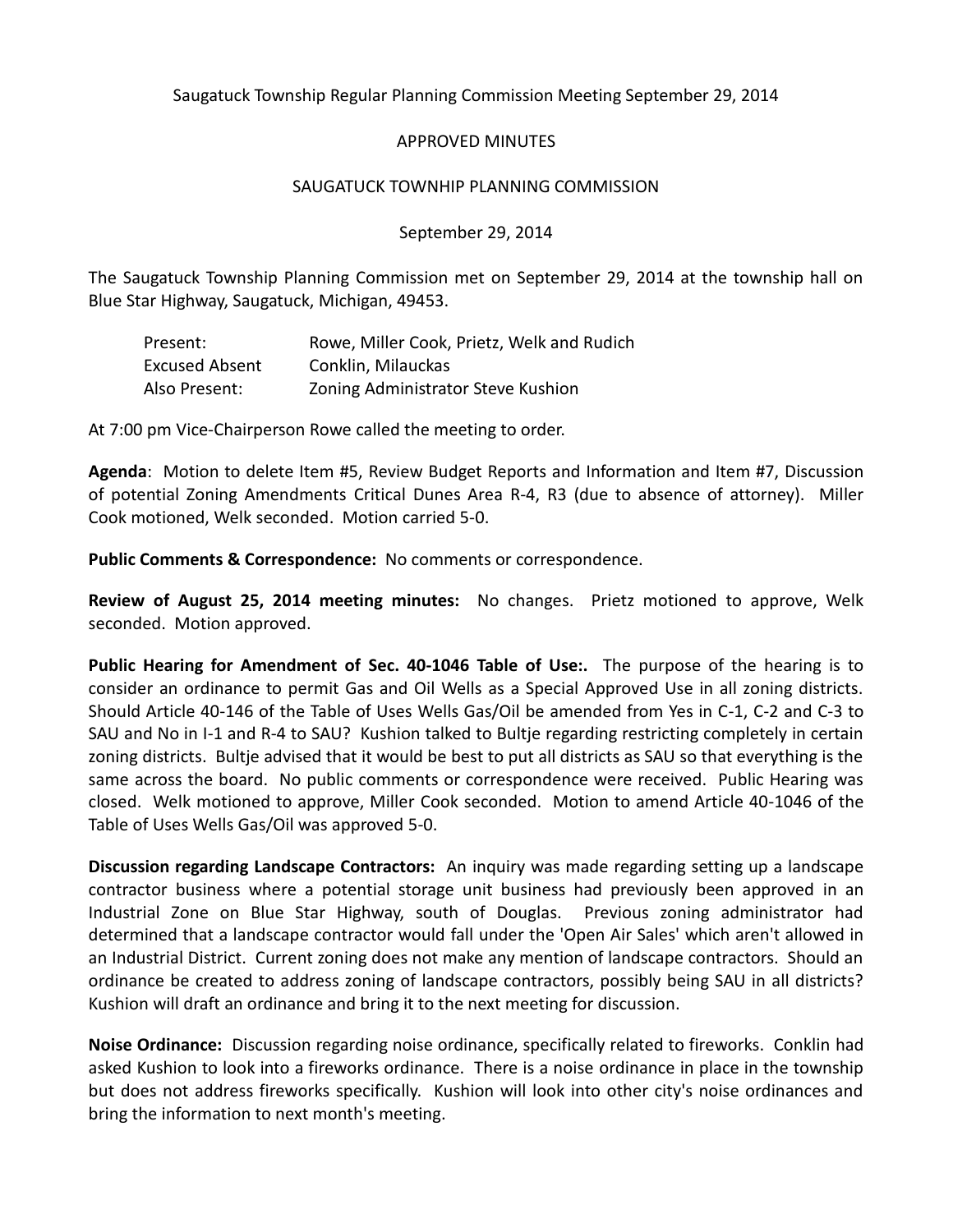Saugatuck Township Regular Planning Commission Meeting September 29, 2014

APPROVED MINUTES

SAUGATUCK TOWNHIP PLANNING COMMISSION

September 29, 2014

The Saugatuck Township Planning Commission met on September 29, 2014 at the township hall on Blue Star Highway, Saugatuck, Michigan, 49453.

| | |
|---|---|
| Present: | Rowe, Miller Cook, Prietz, Welk and Rudich |
| Excused Absent | Conklin, Milauckas |
| Also Present: | Zoning Administrator Steve Kushion |

At 7:00 pm Vice-Chairperson Rowe called the meeting to order.

**Agenda**: Motion to delete Item #5, Review Budget Reports and Information and Item #7, Discussion of potential Zoning Amendments Critical Dunes Area R-4, R3 (due to absence of attorney). Miller Cook motioned, Welk seconded. Motion carried 5-0.

**Public Comments & Correspondence:** No comments or correspondence.

**Review of August 25, 2014 meeting minutes:** No changes. Prietz motioned to approve, Welk seconded. Motion approved.

**Public Hearing for Amendment of Sec. 40-1046 Table of Use:.** The purpose of the hearing is to consider an ordinance to permit Gas and Oil Wells as a Special Approved Use in all zoning districts. Should Article 40-146 of the Table of Uses Wells Gas/Oil be amended from Yes in C-1, C-2 and C-3 to SAU and No in I-1 and R-4 to SAU? Kushion talked to Bultje regarding restricting completely in certain zoning districts. Bultje advised that it would be best to put all districts as SAU so that everything is the same across the board. No public comments or correspondence were received. Public Hearing was closed. Welk motioned to approve, Miller Cook seconded. Motion to amend Article 40-1046 of the Table of Uses Wells Gas/Oil was approved 5-0.

**Discussion regarding Landscape Contractors:** An inquiry was made regarding setting up a landscape contractor business where a potential storage unit business had previously been approved in an Industrial Zone on Blue Star Highway, south of Douglas. Previous zoning administrator had determined that a landscape contractor would fall under the 'Open Air Sales' which aren't allowed in an Industrial District. Current zoning does not make any mention of landscape contractors. Should an ordinance be created to address zoning of landscape contractors, possibly being SAU in all districts? Kushion will draft an ordinance and bring it to the next meeting for discussion.

**Noise Ordinance:** Discussion regarding noise ordinance, specifically related to fireworks. Conklin had asked Kushion to look into a fireworks ordinance. There is a noise ordinance in place in the township but does not address fireworks specifically. Kushion will look into other city's noise ordinances and bring the information to next month's meeting.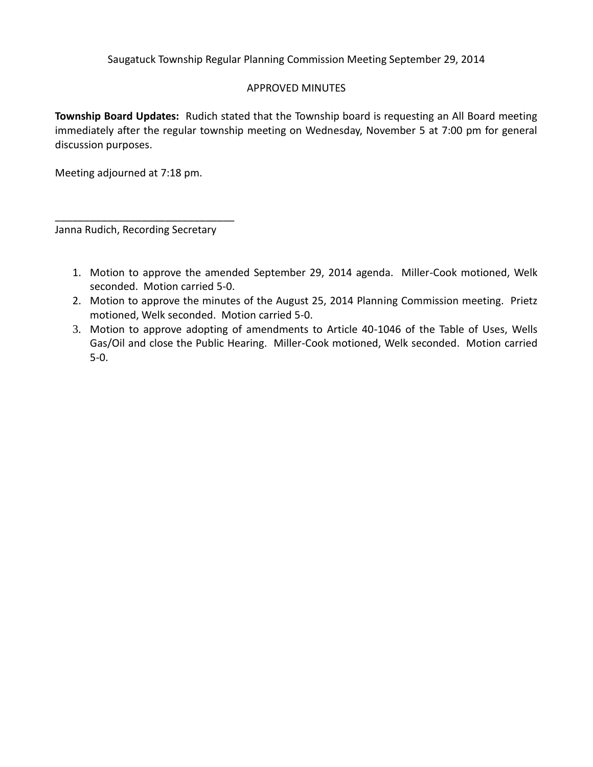Saugatuck Township Regular Planning Commission Meeting September 29, 2014

APPROVED MINUTES

**Township Board Updates:** Rudich stated that the Township board is requesting an All Board meeting immediately after the regular township meeting on Wednesday, November 5 at 7:00 pm for general discussion purposes.

Meeting adjourned at 7:18 pm.

_______________________________
Janna Rudich, Recording Secretary

1. Motion to approve the amended September 29, 2014 agenda. Miller-Cook motioned, Welk seconded. Motion carried 5-0.
2. Motion to approve the minutes of the August 25, 2014 Planning Commission meeting. Prietz motioned, Welk seconded. Motion carried 5-0.
3. Motion to approve adopting of amendments to Article 40-1046 of the Table of Uses, Wells Gas/Oil and close the Public Hearing. Miller-Cook motioned, Welk seconded. Motion carried 5-0.